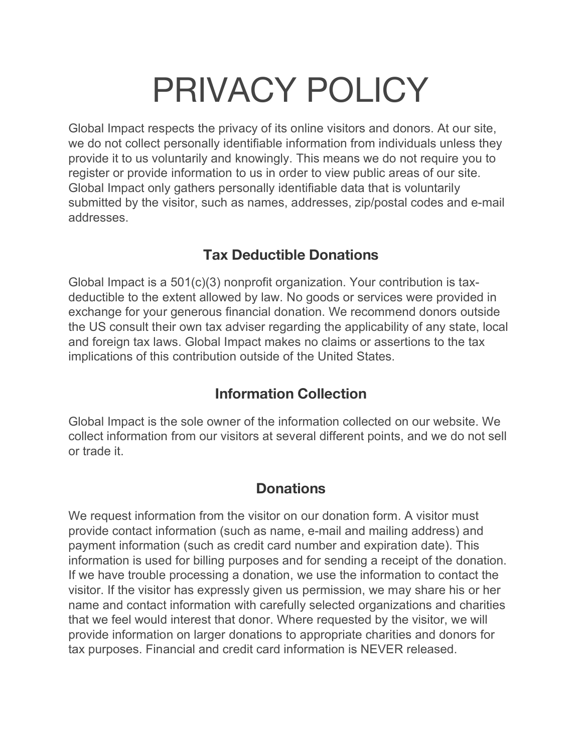# PRIVACY POLICY

Global Impact respects the privacy of its online visitors and donors. At our site, we do not collect personally identifiable information from individuals unless they provide it to us voluntarily and knowingly. This means we do not require you to register or provide information to us in order to view public areas of our site. Global Impact only gathers personally identifiable data that is voluntarily submitted by the visitor, such as names, addresses, zip/postal codes and e-mail addresses.

## Tax Deductible Donations

Global Impact is a 501(c)(3) nonprofit organization. Your contribution is tax-deductible to the extent allowed by law. No goods or services were provided in exchange for your generous financial donation. We recommend donors outside the US consult their own tax adviser regarding the applicability of any state, local and foreign tax laws. Global Impact makes no claims or assertions to the tax implications of this contribution outside of the United States.

## Information Collection

Global Impact is the sole owner of the information collected on our website. We collect information from our visitors at several different points, and we do not sell or trade it.

## Donations

We request information from the visitor on our donation form. A visitor must provide contact information (such as name, e-mail and mailing address) and payment information (such as credit card number and expiration date). This information is used for billing purposes and for sending a receipt of the donation. If we have trouble processing a donation, we use the information to contact the visitor. If the visitor has expressly given us permission, we may share his or her name and contact information with carefully selected organizations and charities that we feel would interest that donor. Where requested by the visitor, we will provide information on larger donations to appropriate charities and donors for tax purposes. Financial and credit card information is NEVER released.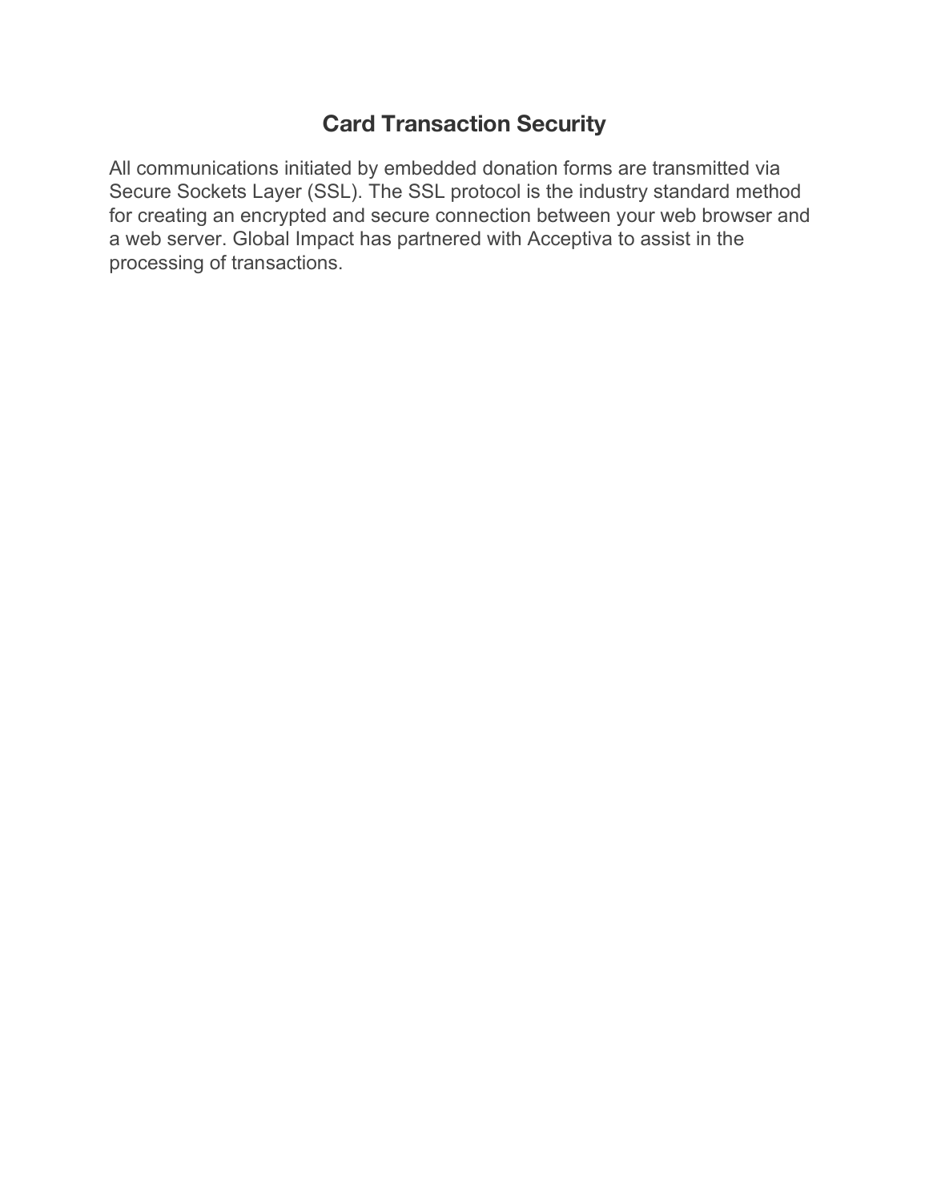## Card Transaction Security

All communications initiated by embedded donation forms are transmitted via Secure Sockets Layer (SSL). The SSL protocol is the industry standard method for creating an encrypted and secure connection between your web browser and a web server. Global Impact has partnered with Acceptiva to assist in the processing of transactions.